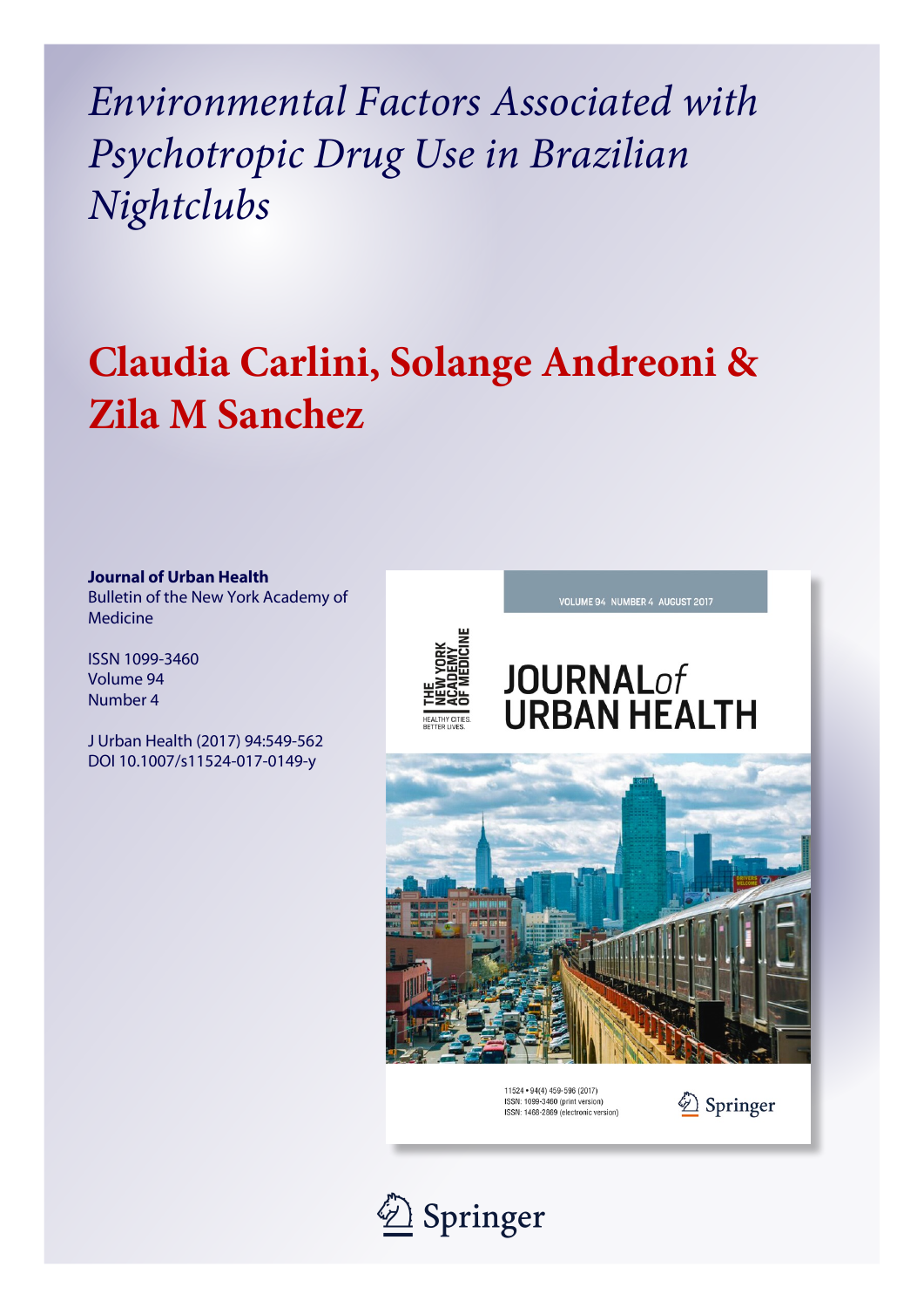# *Environmental Factors Associated with Psychotropic Drug Use in Brazilian Nightclubs*

## Claudia Carlini, Solange Andreoni & Zila M Sanchez

**Journal of Urban Health**
Bulletin of the New York Academy of Medicine

ISSN 1099-3460
Volume 94
Number 4

J Urban Health (2017) 94:549-562
DOI 10.1007/s11524-017-0149-y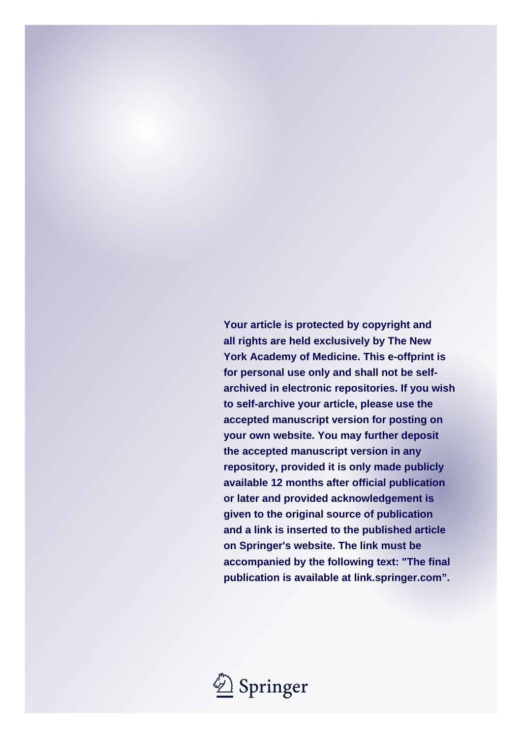**Your article is protected by copyright and all rights are held exclusively by The New York Academy of Medicine. This e-offprint is for personal use only and shall not be self-archived in electronic repositories. If you wish to self-archive your article, please use the accepted manuscript version for posting on your own website. You may further deposit the accepted manuscript version in any repository, provided it is only made publicly available 12 months after official publication or later and provided acknowledgement is given to the original source of publication and a link is inserted to the published article on Springer's website. The link must be accompanied by the following text: "The final publication is available at link.springer.com".**

Springer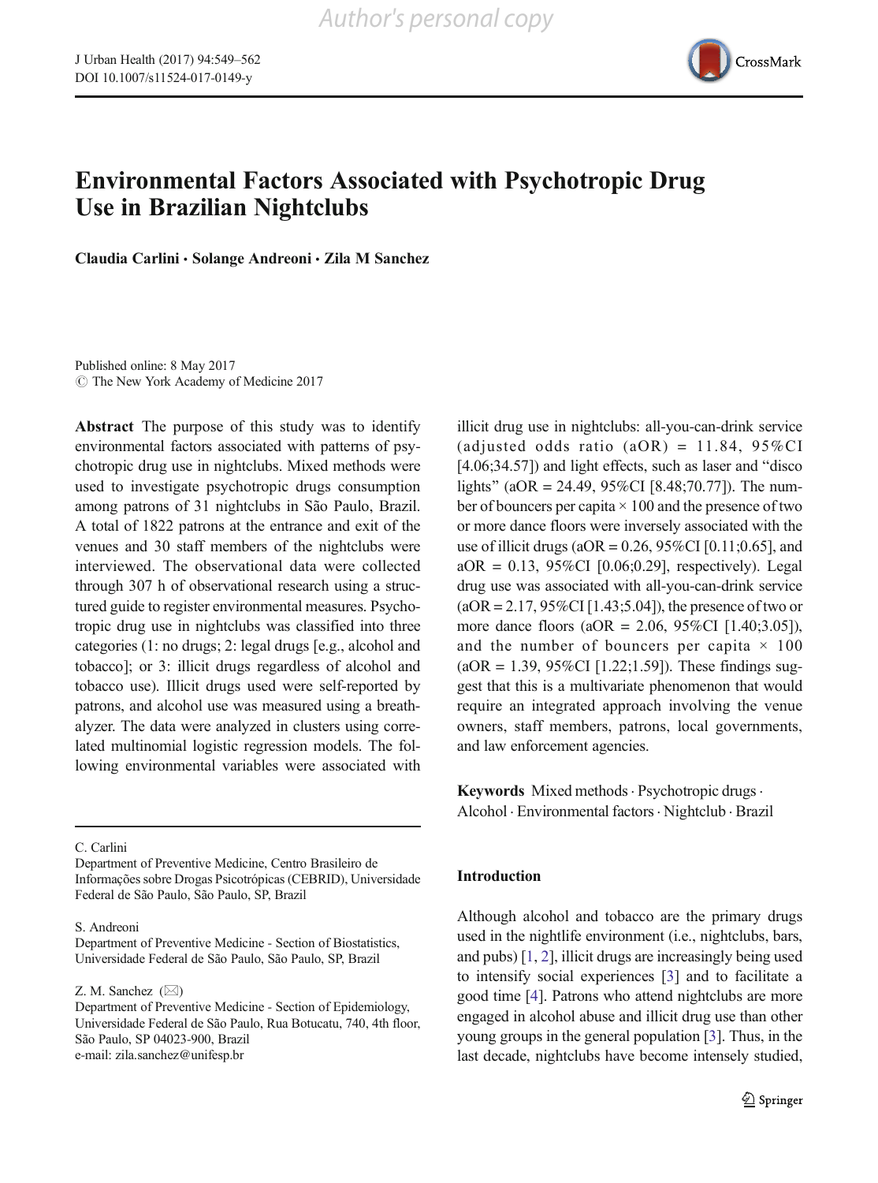# Environmental Factors Associated with Psychotropic Drug Use in Brazilian Nightclubs

**Claudia Carlini · Solange Andreoni · Zila M Sanchez**

Published online: 8 May 2017
© The New York Academy of Medicine 2017

**Abstract** The purpose of this study was to identify environmental factors associated with patterns of psychotropic drug use in nightclubs. Mixed methods were used to investigate psychotropic drugs consumption among patrons of 31 nightclubs in São Paulo, Brazil. A total of 1822 patrons at the entrance and exit of the venues and 30 staff members of the nightclubs were interviewed. The observational data were collected through 307 h of observational research using a structured guide to register environmental measures. Psychotropic drug use in nightclubs was classified into three categories (1: no drugs; 2: legal drugs [e.g., alcohol and tobacco]; or 3: illicit drugs regardless of alcohol and tobacco use). Illicit drugs used were self-reported by patrons, and alcohol use was measured using a breathalyzer. The data were analyzed in clusters using correlated multinomial logistic regression models. The following environmental variables were associated with illicit drug use in nightclubs: all-you-can-drink service (adjusted odds ratio (aOR) = 11.84, 95%CI [4.06;34.57]) and light effects, such as laser and "disco lights" (aOR = 24.49, 95%CI [8.48;70.77]). The number of bouncers per capita × 100 and the presence of two or more dance floors were inversely associated with the use of illicit drugs (aOR = 0.26, 95%CI [0.11;0.65], and aOR = 0.13, 95%CI [0.06;0.29], respectively). Legal drug use was associated with all-you-can-drink service (aOR = 2.17, 95%CI [1.43;5.04]), the presence of two or more dance floors (aOR = 2.06, 95%CI [1.40;3.05]), and the number of bouncers per capita × 100 (aOR = 1.39, 95%CI [1.22;1.59]). These findings suggest that this is a multivariate phenomenon that would require an integrated approach involving the venue owners, staff members, patrons, local governments, and law enforcement agencies.

**Keywords** Mixed methods · Psychotropic drugs · Alcohol · Environmental factors · Nightclub · Brazil

C. Carlini
Department of Preventive Medicine, Centro Brasileiro de Informações sobre Drogas Psicotrópicas (CEBRID), Universidade Federal de São Paulo, São Paulo, SP, Brazil

S. Andreoni
Department of Preventive Medicine - Section of Biostatistics, Universidade Federal de São Paulo, São Paulo, SP, Brazil

Z. M. Sanchez (✉)
Department of Preventive Medicine - Section of Epidemiology, Universidade Federal de São Paulo, Rua Botucatu, 740, 4th floor, São Paulo, SP 04023-900, Brazil
e-mail: zila.sanchez@unifesp.br

## Introduction

Although alcohol and tobacco are the primary drugs used in the nightlife environment (i.e., nightclubs, bars, and pubs) [1, 2], illicit drugs are increasingly being used to intensify social experiences [3] and to facilitate a good time [4]. Patrons who attend nightclubs are more engaged in alcohol abuse and illicit drug use than other young groups in the general population [3]. Thus, in the last decade, nightclubs have become intensely studied,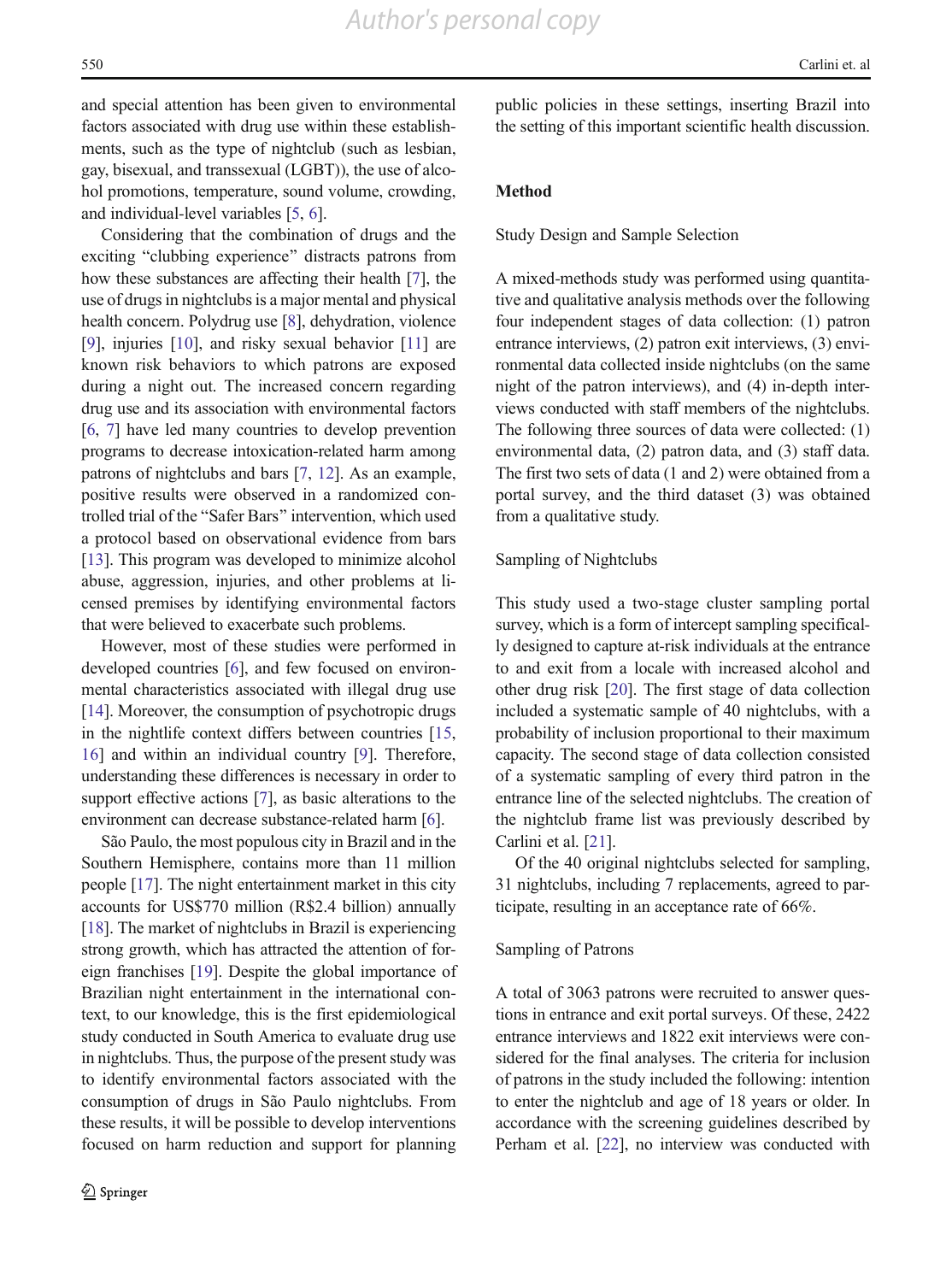and special attention has been given to environmental factors associated with drug use within these establishments, such as the type of nightclub (such as lesbian, gay, bisexual, and transsexual (LGBT)), the use of alcohol promotions, temperature, sound volume, crowding, and individual-level variables [5, 6].

Considering that the combination of drugs and the exciting "clubbing experience" distracts patrons from how these substances are affecting their health [7], the use of drugs in nightclubs is a major mental and physical health concern. Polydrug use [8], dehydration, violence [9], injuries [10], and risky sexual behavior [11] are known risk behaviors to which patrons are exposed during a night out. The increased concern regarding drug use and its association with environmental factors [6, 7] have led many countries to develop prevention programs to decrease intoxication-related harm among patrons of nightclubs and bars [7, 12]. As an example, positive results were observed in a randomized controlled trial of the "Safer Bars" intervention, which used a protocol based on observational evidence from bars [13]. This program was developed to minimize alcohol abuse, aggression, injuries, and other problems at licensed premises by identifying environmental factors that were believed to exacerbate such problems.

However, most of these studies were performed in developed countries [6], and few focused on environmental characteristics associated with illegal drug use [14]. Moreover, the consumption of psychotropic drugs in the nightlife context differs between countries [15, 16] and within an individual country [9]. Therefore, understanding these differences is necessary in order to support effective actions [7], as basic alterations to the environment can decrease substance-related harm [6].

São Paulo, the most populous city in Brazil and in the Southern Hemisphere, contains more than 11 million people [17]. The night entertainment market in this city accounts for US$770 million (R$2.4 billion) annually [18]. The market of nightclubs in Brazil is experiencing strong growth, which has attracted the attention of foreign franchises [19]. Despite the global importance of Brazilian night entertainment in the international context, to our knowledge, this is the first epidemiological study conducted in South America to evaluate drug use in nightclubs. Thus, the purpose of the present study was to identify environmental factors associated with the consumption of drugs in São Paulo nightclubs. From these results, it will be possible to develop interventions focused on harm reduction and support for planning public policies in these settings, inserting Brazil into the setting of this important scientific health discussion.

## Method

### Study Design and Sample Selection

A mixed-methods study was performed using quantitative and qualitative analysis methods over the following four independent stages of data collection: (1) patron entrance interviews, (2) patron exit interviews, (3) environmental data collected inside nightclubs (on the same night of the patron interviews), and (4) in-depth interviews conducted with staff members of the nightclubs. The following three sources of data were collected: (1) environmental data, (2) patron data, and (3) staff data. The first two sets of data (1 and 2) were obtained from a portal survey, and the third dataset (3) was obtained from a qualitative study.

### Sampling of Nightclubs

This study used a two-stage cluster sampling portal survey, which is a form of intercept sampling specifically designed to capture at-risk individuals at the entrance to and exit from a locale with increased alcohol and other drug risk [20]. The first stage of data collection included a systematic sample of 40 nightclubs, with a probability of inclusion proportional to their maximum capacity. The second stage of data collection consisted of a systematic sampling of every third patron in the entrance line of the selected nightclubs. The creation of the nightclub frame list was previously described by Carlini et al. [21].

Of the 40 original nightclubs selected for sampling, 31 nightclubs, including 7 replacements, agreed to participate, resulting in an acceptance rate of 66%.

### Sampling of Patrons

A total of 3063 patrons were recruited to answer questions in entrance and exit portal surveys. Of these, 2422 entrance interviews and 1822 exit interviews were considered for the final analyses. The criteria for inclusion of patrons in the study included the following: intention to enter the nightclub and age of 18 years or older. In accordance with the screening guidelines described by Perham et al. [22], no interview was conducted with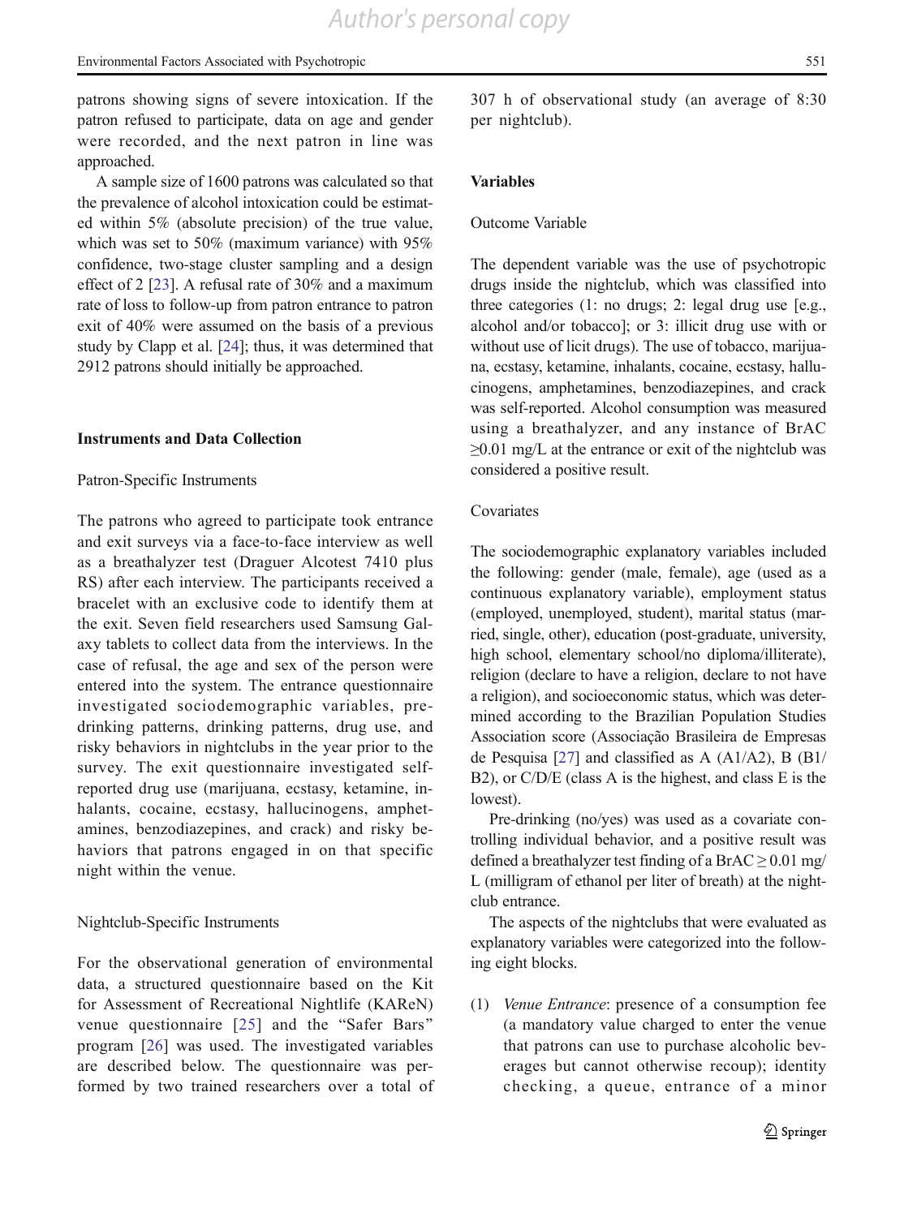patrons showing signs of severe intoxication. If the patron refused to participate, data on age and gender were recorded, and the next patron in line was approached.

A sample size of 1600 patrons was calculated so that the prevalence of alcohol intoxication could be estimated within 5% (absolute precision) of the true value, which was set to 50% (maximum variance) with 95% confidence, two-stage cluster sampling and a design effect of 2 [23]. A refusal rate of 30% and a maximum rate of loss to follow-up from patron entrance to patron exit of 40% were assumed on the basis of a previous study by Clapp et al. [24]; thus, it was determined that 2912 patrons should initially be approached.

### Instruments and Data Collection

#### Patron-Specific Instruments

The patrons who agreed to participate took entrance and exit surveys via a face-to-face interview as well as a breathalyzer test (Draguer Alcotest 7410 plus RS) after each interview. The participants received a bracelet with an exclusive code to identify them at the exit. Seven field researchers used Samsung Galaxy tablets to collect data from the interviews. In the case of refusal, the age and sex of the person were entered into the system. The entrance questionnaire investigated sociodemographic variables, pre-drinking patterns, drinking patterns, drug use, and risky behaviors in nightclubs in the year prior to the survey. The exit questionnaire investigated self-reported drug use (marijuana, ecstasy, ketamine, inhalants, cocaine, ecstasy, hallucinogens, amphetamines, benzodiazepines, and crack) and risky behaviors that patrons engaged in on that specific night within the venue.

#### Nightclub-Specific Instruments

For the observational generation of environmental data, a structured questionnaire based on the Kit for Assessment of Recreational Nightlife (KAReN) venue questionnaire [25] and the "Safer Bars" program [26] was used. The investigated variables are described below. The questionnaire was performed by two trained researchers over a total of 307 h of observational study (an average of 8:30 per nightclub).

### Variables

#### Outcome Variable

The dependent variable was the use of psychotropic drugs inside the nightclub, which was classified into three categories (1: no drugs; 2: legal drug use [e.g., alcohol and/or tobacco]; or 3: illicit drug use with or without use of licit drugs). The use of tobacco, marijuana, ecstasy, ketamine, inhalants, cocaine, ecstasy, hallucinogens, amphetamines, benzodiazepines, and crack was self-reported. Alcohol consumption was measured using a breathalyzer, and any instance of BrAC ≥0.01 mg/L at the entrance or exit of the nightclub was considered a positive result.

#### Covariates

The sociodemographic explanatory variables included the following: gender (male, female), age (used as a continuous explanatory variable), employment status (employed, unemployed, student), marital status (married, single, other), education (post-graduate, university, high school, elementary school/no diploma/illiterate), religion (declare to have a religion, declare to not have a religion), and socioeconomic status, which was determined according to the Brazilian Population Studies Association score (Associação Brasileira de Empresas de Pesquisa [27] and classified as A (A1/A2), B (B1/B2), or C/D/E (class A is the highest, and class E is the lowest).

Pre-drinking (no/yes) was used as a covariate controlling individual behavior, and a positive result was defined a breathalyzer test finding of a BrAC ≥ 0.01 mg/L (milligram of ethanol per liter of breath) at the nightclub entrance.

The aspects of the nightclubs that were evaluated as explanatory variables were categorized into the following eight blocks.

(1) *Venue Entrance*: presence of a consumption fee (a mandatory value charged to enter the venue that patrons can use to purchase alcoholic beverages but cannot otherwise recoup); identity checking, a queue, entrance of a minor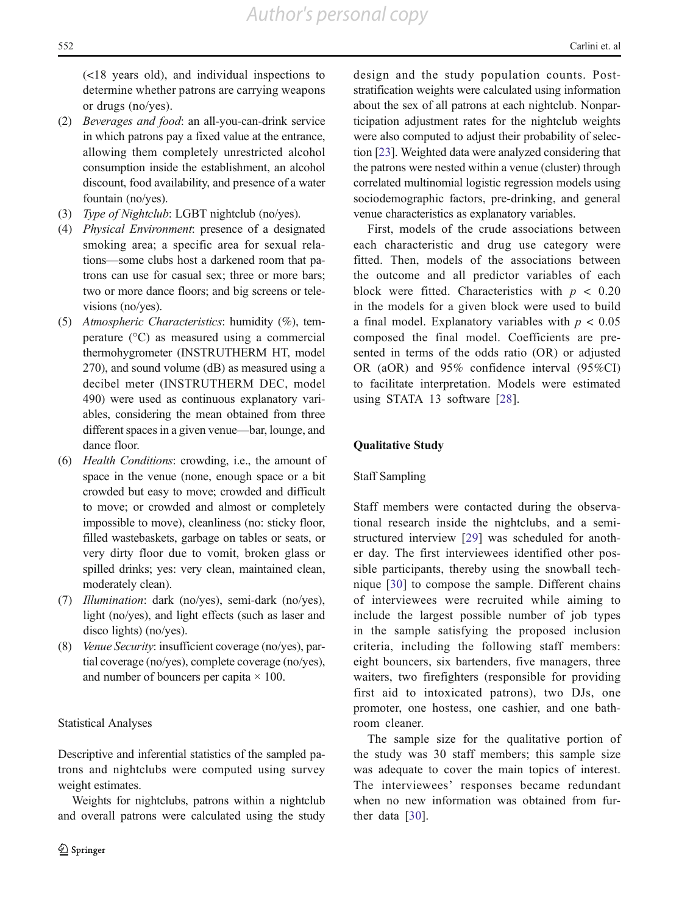(<18 years old), and individual inspections to determine whether patrons are carrying weapons or drugs (no/yes).

(2) *Beverages and food*: an all-you-can-drink service in which patrons pay a fixed value at the entrance, allowing them completely unrestricted alcohol consumption inside the establishment, an alcohol discount, food availability, and presence of a water fountain (no/yes).

(3) *Type of Nightclub*: LGBT nightclub (no/yes).

(4) *Physical Environment*: presence of a designated smoking area; a specific area for sexual relations—some clubs host a darkened room that patrons can use for casual sex; three or more bars; two or more dance floors; and big screens or televisions (no/yes).

(5) *Atmospheric Characteristics*: humidity (%), temperature (°C) as measured using a commercial thermohygrometer (INSTRUTHERM HT, model 270), and sound volume (dB) as measured using a decibel meter (INSTRUTHERM DEC, model 490) were used as continuous explanatory variables, considering the mean obtained from three different spaces in a given venue—bar, lounge, and dance floor.

(6) *Health Conditions*: crowding, i.e., the amount of space in the venue (none, enough space or a bit crowded but easy to move; crowded and difficult to move; or crowded and almost or completely impossible to move), cleanliness (no: sticky floor, filled wastebaskets, garbage on tables or seats, or very dirty floor due to vomit, broken glass or spilled drinks; yes: very clean, maintained clean, moderately clean).

(7) *Illumination*: dark (no/yes), semi-dark (no/yes), light (no/yes), and light effects (such as laser and disco lights) (no/yes).

(8) *Venue Security*: insufficient coverage (no/yes), partial coverage (no/yes), complete coverage (no/yes), and number of bouncers per capita × 100.

### Statistical Analyses

Descriptive and inferential statistics of the sampled patrons and nightclubs were computed using survey weight estimates.

Weights for nightclubs, patrons within a nightclub and overall patrons were calculated using the study design and the study population counts. Post-stratification weights were calculated using information about the sex of all patrons at each nightclub. Nonparticipation adjustment rates for the nightclub weights were also computed to adjust their probability of selection [23]. Weighted data were analyzed considering that the patrons were nested within a venue (cluster) through correlated multinomial logistic regression models using sociodemographic factors, pre-drinking, and general venue characteristics as explanatory variables.

First, models of the crude associations between each characteristic and drug use category were fitted. Then, models of the associations between the outcome and all predictor variables of each block were fitted. Characteristics with $p < 0.20$ in the models for a given block were used to build a final model. Explanatory variables with $p < 0.05$ composed the final model. Coefficients are presented in terms of the odds ratio (OR) or adjusted OR (aOR) and 95% confidence interval (95%CI) to facilitate interpretation. Models were estimated using STATA 13 software [28].

## Qualitative Study

### Staff Sampling

Staff members were contacted during the observational research inside the nightclubs, and a semi-structured interview [29] was scheduled for another day. The first interviewees identified other possible participants, thereby using the snowball technique [30] to compose the sample. Different chains of interviewees were recruited while aiming to include the largest possible number of job types in the sample satisfying the proposed inclusion criteria, including the following staff members: eight bouncers, six bartenders, five managers, three waiters, two firefighters (responsible for providing first aid to intoxicated patrons), two DJs, one promoter, one hostess, one cashier, and one bathroom cleaner.

The sample size for the qualitative portion of the study was 30 staff members; this sample size was adequate to cover the main topics of interest. The interviewees' responses became redundant when no new information was obtained from further data [30].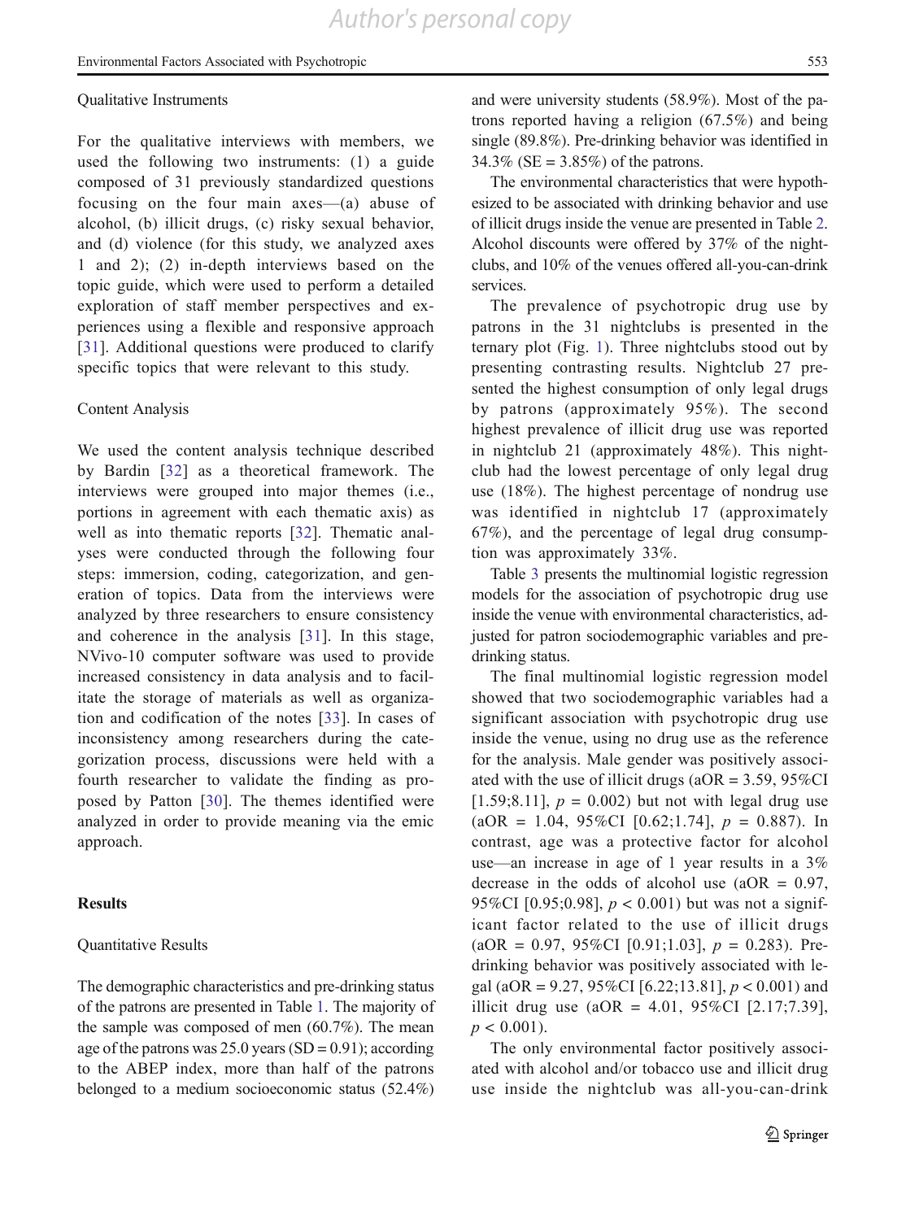### Qualitative Instruments

For the qualitative interviews with members, we used the following two instruments: (1) a guide composed of 31 previously standardized questions focusing on the four main axes—(a) abuse of alcohol, (b) illicit drugs, (c) risky sexual behavior, and (d) violence (for this study, we analyzed axes 1 and 2); (2) in-depth interviews based on the topic guide, which were used to perform a detailed exploration of staff member perspectives and experiences using a flexible and responsive approach [31]. Additional questions were produced to clarify specific topics that were relevant to this study.

### Content Analysis

We used the content analysis technique described by Bardin [32] as a theoretical framework. The interviews were grouped into major themes (i.e., portions in agreement with each thematic axis) as well as into thematic reports [32]. Thematic analyses were conducted through the following four steps: immersion, coding, categorization, and generation of topics. Data from the interviews were analyzed by three researchers to ensure consistency and coherence in the analysis [31]. In this stage, NVivo-10 computer software was used to provide increased consistency in data analysis and to facilitate the storage of materials as well as organization and codification of the notes [33]. In cases of inconsistency among researchers during the categorization process, discussions were held with a fourth researcher to validate the finding as proposed by Patton [30]. The themes identified were analyzed in order to provide meaning via the emic approach.

## Results

### Quantitative Results

The demographic characteristics and pre-drinking status of the patrons are presented in Table 1. The majority of the sample was composed of men (60.7%). The mean age of the patrons was 25.0 years (SD = 0.91); according to the ABEP index, more than half of the patrons belonged to a medium socioeconomic status (52.4%) and were university students (58.9%). Most of the patrons reported having a religion (67.5%) and being single (89.8%). Pre-drinking behavior was identified in 34.3% (SE = 3.85%) of the patrons.

The environmental characteristics that were hypothesized to be associated with drinking behavior and use of illicit drugs inside the venue are presented in Table 2. Alcohol discounts were offered by 37% of the nightclubs, and 10% of the venues offered all-you-can-drink services.

The prevalence of psychotropic drug use by patrons in the 31 nightclubs is presented in the ternary plot (Fig. 1). Three nightclubs stood out by presenting contrasting results. Nightclub 27 presented the highest consumption of only legal drugs by patrons (approximately 95%). The second highest prevalence of illicit drug use was reported in nightclub 21 (approximately 48%). This nightclub had the lowest percentage of only legal drug use (18%). The highest percentage of nondrug use was identified in nightclub 17 (approximately 67%), and the percentage of legal drug consumption was approximately 33%.

Table 3 presents the multinomial logistic regression models for the association of psychotropic drug use inside the venue with environmental characteristics, adjusted for patron sociodemographic variables and pre-drinking status.

The final multinomial logistic regression model showed that two sociodemographic variables had a significant association with psychotropic drug use inside the venue, using no drug use as the reference for the analysis. Male gender was positively associated with the use of illicit drugs (aOR = 3.59, 95%CI [1.59;8.11], $p$ = 0.002) but not with legal drug use (aOR = 1.04, 95%CI [0.62;1.74], $p$ = 0.887). In contrast, age was a protective factor for alcohol use—an increase in age of 1 year results in a 3% decrease in the odds of alcohol use (aOR = 0.97, 95%CI [0.95;0.98], $p < 0.001$) but was not a significant factor related to the use of illicit drugs (aOR = 0.97, 95%CI [0.91;1.03], $p$ = 0.283). Pre-drinking behavior was positively associated with legal (aOR = 9.27, 95%CI [6.22;13.81], $p < 0.001$) and illicit drug use (aOR = 4.01, 95%CI [2.17;7.39], $p < 0.001$).

The only environmental factor positively associated with alcohol and/or tobacco use and illicit drug use inside the nightclub was all-you-can-drink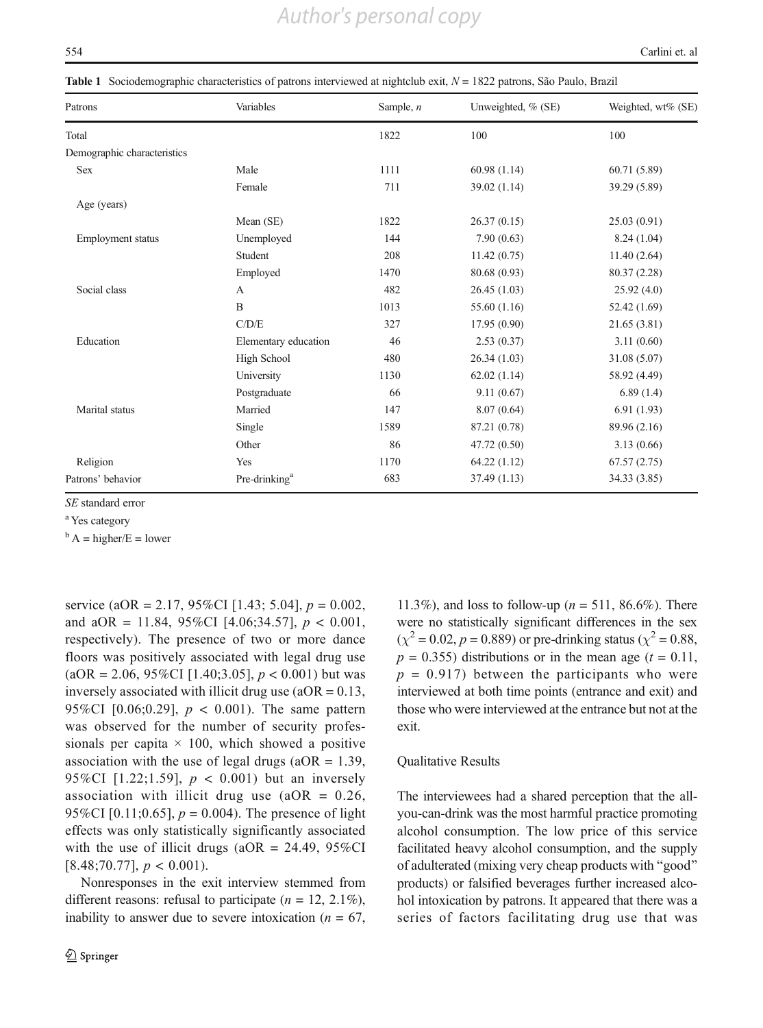**Table 1** Sociodemographic characteristics of patrons interviewed at nightclub exit, $N = 1822$ patrons, São Paulo, Brazil

| Patrons | Variables | Sample, *n* | Unweighted, % (SE) | Weighted, wt% (SE) |
|---|---|---|---|---|
| Total | | 1822 | 100 | 100 |
| Demographic characteristics | | | | |
| Sex | Male | 1111 | 60.98 (1.14) | 60.71 (5.89) |
| | Female | 711 | 39.02 (1.14) | 39.29 (5.89) |
| Age (years) | | | | |
| | Mean (SE) | 1822 | 26.37 (0.15) | 25.03 (0.91) |
| Employment status | Unemployed | 144 | 7.90 (0.63) | 8.24 (1.04) |
| | Student | 208 | 11.42 (0.75) | 11.40 (2.64) |
| | Employed | 1470 | 80.68 (0.93) | 80.37 (2.28) |
| Social class | A | 482 | 26.45 (1.03) | 25.92 (4.0) |
| | B | 1013 | 55.60 (1.16) | 52.42 (1.69) |
| | C/D/E | 327 | 17.95 (0.90) | 21.65 (3.81) |
| Education | Elementary education | 46 | 2.53 (0.37) | 3.11 (0.60) |
| | High School | 480 | 26.34 (1.03) | 31.08 (5.07) |
| | University | 1130 | 62.02 (1.14) | 58.92 (4.49) |
| | Postgraduate | 66 | 9.11 (0.67) | 6.89 (1.4) |
| Marital status | Married | 147 | 8.07 (0.64) | 6.91 (1.93) |
| | Single | 1589 | 87.21 (0.78) | 89.96 (2.16) |
| | Other | 86 | 47.72 (0.50) | 3.13 (0.66) |
| Religion | Yes | 1170 | 64.22 (1.12) | 67.57 (2.75) |
| Patrons' behavior | Pre-drinking[a] | 683 | 37.49 (1.13) | 34.33 (3.85) |

*SE* standard error

[a] Yes category

[b] A = higher/E = lower

service (aOR = 2.17, 95%CI [1.43; 5.04], $p = 0.002$, and aOR = 11.84, 95%CI [4.06;34.57], $p < 0.001$, respectively). The presence of two or more dance floors was positively associated with legal drug use (aOR = 2.06, 95%CI [1.40;3.05], $p < 0.001$) but was inversely associated with illicit drug use (aOR = 0.13, 95%CI [0.06;0.29], $p < 0.001$). The same pattern was observed for the number of security professionals per capita × 100, which showed a positive association with the use of legal drugs (aOR = 1.39, 95%CI [1.22;1.59], $p < 0.001$) but an inversely association with illicit drug use (aOR = 0.26, 95%CI [0.11;0.65], $p = 0.004$). The presence of light effects was only statistically significantly associated with the use of illicit drugs (aOR = 24.49, 95%CI [8.48;70.77], $p < 0.001$).

Nonresponses in the exit interview stemmed from different reasons: refusal to participate ($n = 12$, 2.1%), inability to answer due to severe intoxication ($n = 67$, 11.3%), and loss to follow-up ($n = 511$, 86.6%). There were no statistically significant differences in the sex ($\chi^2 = 0.02$, $p = 0.889$) or pre-drinking status ($\chi^2 = 0.88$, $p = 0.355$) distributions or in the mean age ($t = 0.11$, $p = 0.917$) between the participants who were interviewed at both time points (entrance and exit) and those who were interviewed at the entrance but not at the exit.

### Qualitative Results

The interviewees had a shared perception that the all-you-can-drink was the most harmful practice promoting alcohol consumption. The low price of this service facilitated heavy alcohol consumption, and the supply of adulterated (mixing very cheap products with "good" products) or falsified beverages further increased alcohol intoxication by patrons. It appeared that there was a series of factors facilitating drug use that was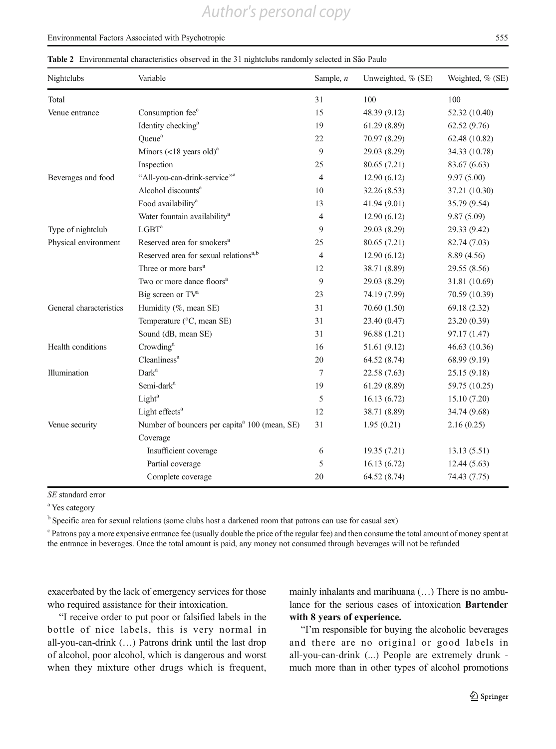**Table 2** Environmental characteristics observed in the 31 nightclubs randomly selected in São Paulo

| Nightclubs | Variable | Sample, *n* | Unweighted, % (SE) | Weighted, % (SE) |
|---|---|---|---|---|
| Total | | 31 | 100 | 100 |
| Venue entrance | Consumption fee[c] | 15 | 48.39 (9.12) | 52.32 (10.40) |
| | Identity checking[a] | 19 | 61.29 (8.89) | 62.52 (9.76) |
| | Queue[a] | 22 | 70.97 (8.29) | 62.48 (10.82) |
| | Minors (<18 years old)[a] | 9 | 29.03 (8.29) | 34.33 (10.78) |
| | Inspection | 25 | 80.65 (7.21) | 83.67 (6.63) |
| Beverages and food | "All-you-can-drink-service"[a] | 4 | 12.90 (6.12) | 9.97 (5.00) |
| | Alcohol discounts[a] | 10 | 32.26 (8.53) | 37.21 (10.30) |
| | Food availability[a] | 13 | 41.94 (9.01) | 35.79 (9.54) |
| | Water fountain availability[a] | 4 | 12.90 (6.12) | 9.87 (5.09) |
| Type of nightclub | LGBT[a] | 9 | 29.03 (8.29) | 29.33 (9.42) |
| Physical environment | Reserved area for smokers[a] | 25 | 80.65 (7.21) | 82.74 (7.03) |
| | Reserved area for sexual relations[a,b] | 4 | 12.90 (6.12) | 8.89 (4.56) |
| | Three or more bars[a] | 12 | 38.71 (8.89) | 29.55 (8.56) |
| | Two or more dance floors[a] | 9 | 29.03 (8.29) | 31.81 (10.69) |
| | Big screen or TV[a] | 23 | 74.19 (7.99) | 70.59 (10.39) |
| General characteristics | Humidity (%, mean SE) | 31 | 70.60 (1.50) | 69.18 (2.32) |
| | Temperature (°C, mean SE) | 31 | 23.40 (0.47) | 23.20 (0.39) |
| | Sound (dB, mean SE) | 31 | 96.88 (1.21) | 97.17 (1.47) |
| Health conditions | Crowding[a] | 16 | 51.61 (9.12) | 46.63 (10.36) |
| | Cleanliness[a] | 20 | 64.52 (8.74) | 68.99 (9.19) |
| Illumination | Dark[a] | 7 | 22.58 (7.63) | 25.15 (9.18) |
| | Semi-dark[a] | 19 | 61.29 (8.89) | 59.75 (10.25) |
| | Light[a] | 5 | 16.13 (6.72) | 15.10 (7.20) |
| | Light effects[a] | 12 | 38.71 (8.89) | 34.74 (9.68) |
| Venue security | Number of bouncers per capita[a] 100 (mean, SE) | 31 | 1.95 (0.21) | 2.16 (0.25) |
| | Coverage | | | |
| | Insufficient coverage | 6 | 19.35 (7.21) | 13.13 (5.51) |
| | Partial coverage | 5 | 16.13 (6.72) | 12.44 (5.63) |
| | Complete coverage | 20 | 64.52 (8.74) | 74.43 (7.75) |

*SE* standard error

[a] Yes category

[b] Specific area for sexual relations (some clubs host a darkened room that patrons can use for casual sex)

[c] Patrons pay a more expensive entrance fee (usually double the price of the regular fee) and then consume the total amount of money spent at the entrance in beverages. Once the total amount is paid, any money not consumed through beverages will not be refunded

exacerbated by the lack of emergency services for those who required assistance for their intoxication.

"I receive order to put poor or falsified labels in the bottle of nice labels, this is very normal in all-you-can-drink (…) Patrons drink until the last drop of alcohol, poor alcohol, which is dangerous and worst when they mixture other drugs which is frequent, mainly inhalants and marihuana (…) There is no ambulance for the serious cases of intoxication **Bartender with 8 years of experience.**

"I'm responsible for buying the alcoholic beverages and there are no original or good labels in all-you-can-drink (...) People are extremely drunk - much more than in other types of alcohol promotions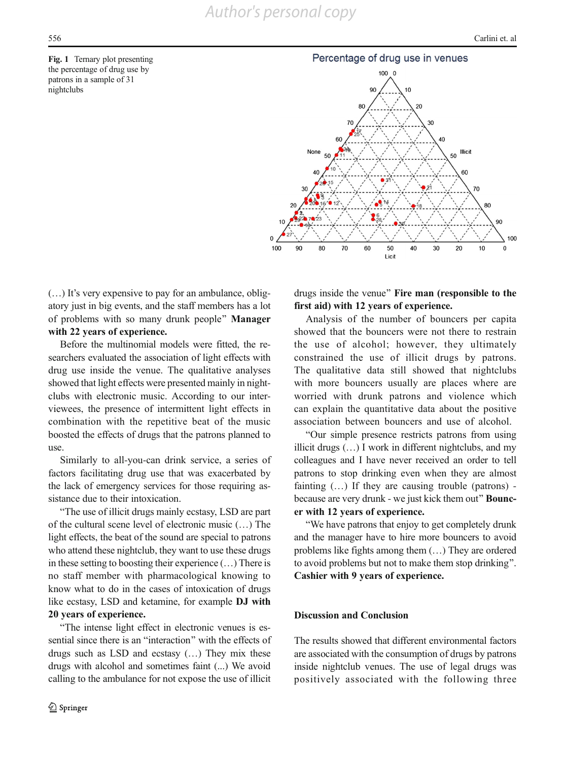**Fig. 1** Ternary plot presenting the percentage of drug use by patrons in a sample of 31 nightclubs

Percentage of drug use in venues

None

Illicit

Licit

(…) It's very expensive to pay for an ambulance, obligatory just in big events, and the staff members has a lot of problems with so many drunk people" **Manager with 22 years of experience.**

Before the multinomial models were fitted, the researchers evaluated the association of light effects with drug use inside the venue. The qualitative analyses showed that light effects were presented mainly in nightclubs with electronic music. According to our interviewees, the presence of intermittent light effects in combination with the repetitive beat of the music boosted the effects of drugs that the patrons planned to use.

Similarly to all-you-can drink service, a series of factors facilitating drug use that was exacerbated by the lack of emergency services for those requiring assistance due to their intoxication.

"The use of illicit drugs mainly ecstasy, LSD are part of the cultural scene level of electronic music (…) The light effects, the beat of the sound are special to patrons who attend these nightclub, they want to use these drugs in these setting to boosting their experience (…) There is no staff member with pharmacological knowing to know what to do in the cases of intoxication of drugs like ecstasy, LSD and ketamine, for example **DJ with 20 years of experience.**

"The intense light effect in electronic venues is essential since there is an "interaction" with the effects of drugs such as LSD and ecstasy (…) They mix these drugs with alcohol and sometimes faint (...) We avoid calling to the ambulance for not expose the use of illicit drugs inside the venue" **Fire man (responsible to the first aid) with 12 years of experience.**

Analysis of the number of bouncers per capita showed that the bouncers were not there to restrain the use of alcohol; however, they ultimately constrained the use of illicit drugs by patrons. The qualitative data still showed that nightclubs with more bouncers usually are places where are worried with drunk patrons and violence which can explain the quantitative data about the positive association between bouncers and use of alcohol.

"Our simple presence restricts patrons from using illicit drugs (…) I work in different nightclubs, and my colleagues and I have never received an order to tell patrons to stop drinking even when they are almost fainting (…) If they are causing trouble (patrons) - because are very drunk - we just kick them out" **Bouncer with 12 years of experience.**

"We have patrons that enjoy to get completely drunk and the manager have to hire more bouncers to avoid problems like fights among them (…) They are ordered to avoid problems but not to make them stop drinking". **Cashier with 9 years of experience.**

## Discussion and Conclusion

The results showed that different environmental factors are associated with the consumption of drugs by patrons inside nightclub venues. The use of legal drugs was positively associated with the following three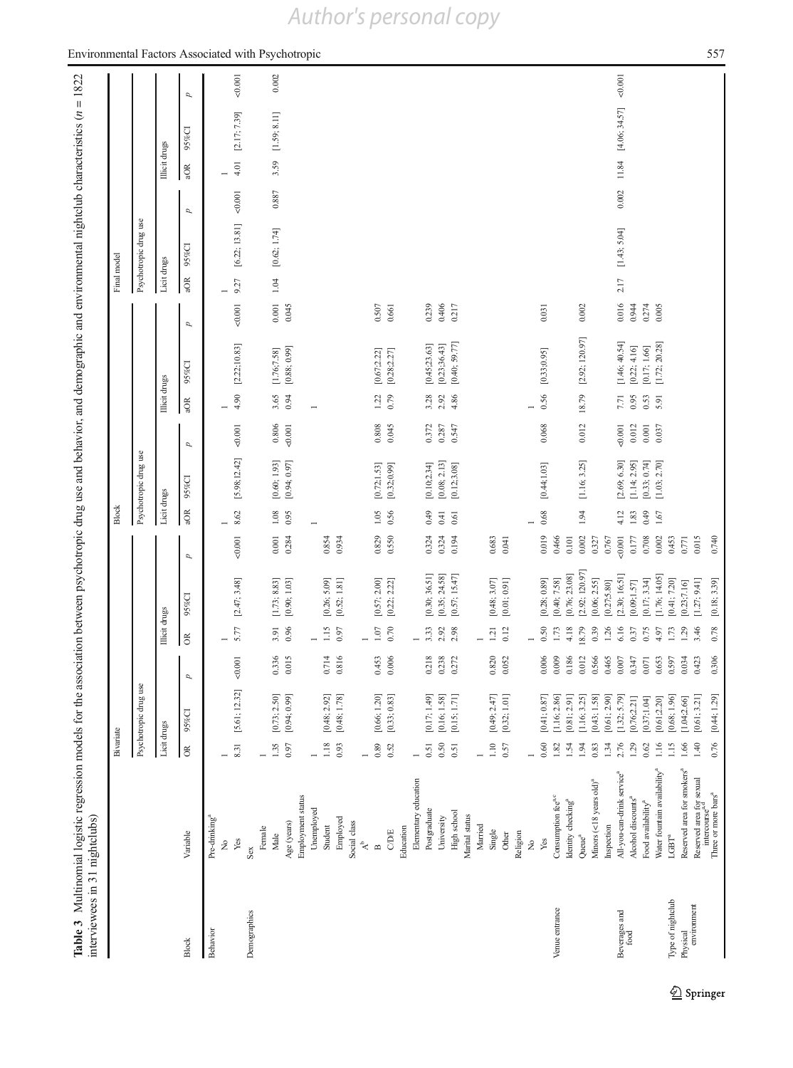**Table 3** Multinomial logistic regression models for the association between psychotropic drug use and behavior, and demographic and environmental nightclub characteristics (*n* = 1822 interviewees in 31 nightclubs)

| Block | Variable | Bivariate | | | | | | Block | | | | | | Final model | | | | | |
|---|---|---|---|---|---|---|---|---|---|---|---|---|---|---|---|---|---|---|---|
| | | Psychotropic drug use | | | | | | Psychotropic drug use | | | | | | Psychotropic drug use | | | | | |
| | | Licit drugs | | | Illicit drugs | | | Licit drugs | | | Illicit drugs | | | Licit drugs | | | Illicit drugs | | |
| | | OR | 95%CI | *p* | OR | 95%CI | *p* | aOR | 95%CI | *p* | aOR | 95%CI | *p* | aOR | 95%CI | *p* | aOR | 95%CI | *p* |
| Behavior | Pre-drinking[a] | | | | | | | | | | | | | | | | | | |
| | No | 1 | | | 1 | | | 1 | | | 1 | | | 1 | | | 1 | | |
| | Yes | 8.31 | [5.61; 12.32] | <0.001 | 5.77 | [2.47; 3.48] | <0.001 | 8.62 | [5.98;12.42] | <0.001 | 4.90 | [2.22;10.83] | <0.001 | 9.27 | [6.22; 13.81] | <0.001 | 4.01 | [2.17; 7.39] | <0.001 |
| Demographics | Sex | | | | | | | | | | | | | | | | | | |
| | Female | 1 | | | | | | | | | | | | | | | | | |
| | Male | 1.35 | [0.73; 2.50] | 0.336 | 3.91 | [1.73; 8.83] | 0.001 | 1.08 | [0.60; 1.93] | 0.806 | 3.65 | [1.76;7.58] | 0.001 | 1.04 | [0.62; 1.74] | 0.887 | 3.59 | [1.59; 8.11] | 0.002 |
| | Age (years) | 0.97 | [0.94; 0.99] | 0.015 | 0.96 | [0.90; 1.03] | 0.284 | 0.95 | [0.94; 0.97] | <0.001 | 0.94 | [0.88; 0.99] | 0.045 | | | | | | |
| | Employment status | | | | | | | | | | | | | | | | | | |
| | Unemployed | 1 | | | 1 | | | 1 | | | 1 | | | | | | | | |
| | Student | 1.18 | [0.48; 2.92] | 0.714 | 1.15 | [0.26; 5.09] | 0.854 | | | | | | | | | | | | |
| | Employed | 0.93 | [0.48; 1.78] | 0.816 | 0.97 | [0.52; 1.81] | 0.934 | | | | | | | | | | | | |
| | Social class | | | | | | | | | | | | | | | | | | |
| | A[b] | 1 | | | 1 | | | | | | | | | | | | | | |
| | B | 0.89 | [0.66; 1.20] | 0.453 | 1.07 | [0.57; 2.00] | 0.829 | 1.05 | [0.72;1.53] | 0.808 | 1.22 | [0.67;2.22] | 0.507 | | | | | | |
| | C/D/E | 0.52 | [0.33; 0.83] | 0.006 | 0.70 | [0.22; 2.22] | 0.550 | 0.56 | [0.32;0.99] | 0.045 | 0.79 | [0.28;2.27] | 0.661 | | | | | | |
| | Education | | | | | | | | | | | | | | | | | | |
| | Elementary education | 1 | | | 1 | | | | | | | | | | | | | | |
| | Postgraduate | 0.51 | [0.17; 1.49] | 0.218 | 3.33 | [0.30; 36.51] | 0.324 | 0.49 | [0.10;2.34] | 0.372 | 3.28 | [0.45;23.63] | 0.239 | | | | | | |
| | University | 0.50 | [0.16; 1.58] | 0.238 | 2.92 | [0.35; 24.58] | 0.324 | 0.41 | [0.08; 2.13] | 0.287 | 2.92 | [0.23;36.43] | 0.406 | | | | | | |
| | High school | 0.51 | [0.15; 1.71] | 0.272 | 2.98 | [0.57; 15.47] | 0.194 | 0.61 | [0.12;3.08] | 0.547 | 4.86 | [0.40; 59.77] | 0.217 | | | | | | |
| | Marital status | | | | | | | | | | | | | | | | | | |
| | Married | 1 | | | 1 | | | | | | | | | | | | | | |
| | Single | 1.10 | [0.49; 2.47] | 0.820 | 1.21 | [0.48; 3.07] | 0.683 | | | | | | | | | | | | |
| | Other | 0.57 | [0.32; 1.01] | 0.052 | 0.12 | [0.01; 0.91] | 0.041 | | | | | | | | | | | | |
| | Religion | | | | | | | | | | | | | | | | | | |
| | No | 1 | | | 1 | | | 1 | | | 1 | | | | | | | | |
| | Yes | 0.60 | [0.41; 0.87] | 0.006 | 0.50 | [0.28; 0.89] | 0.019 | 0.68 | [0.44;1.03] | 0.068 | 0.56 | [0.33;0.95] | 0.031 | | | | | | |
| Venue entrance | Consumption fee[a,c] | 1.82 | [1.16; 2.86] | 0.009 | 1.73 | [0.40; 7.58] | 0.466 | | | | | | | | | | | | |
| | Identity checking[a] | 1.54 | [0.81; 2.91] | 0.186 | 4.18 | [0.76; 23.08] | 0.101 | | | | | | | | | | | | |
| | Queue[a] | 1.94 | [1.16; 3.25] | 0.012 | 18.79 | [2.92; 120.97] | 0.002 | 1.94 | [1.16; 3.25] | 0.012 | 18.79 | [2.92; 120.97] | 0.002 | | | | | | |
| | Minors (<18 years old)[a] | 0.83 | [0.43; 1.58] | 0.566 | 0.39 | [0.06; 2.55] | 0.327 | | | | | | | | | | | | |
| | Inspection | 1.34 | [0.61; 2.90] | 0.465 | 1.26 | [0.27;5.80] | 0.767 | | | | | | | | | | | | |
| Beverages and food | All-you-can-drink service[a] | 2.76 | [1.32; 5.79] | 0.007 | 6.16 | [2.30; 16.51] | <0.001 | 4.12 | [2.69; 6.30] | <0.001 | 7.71 | [1.46; 40.54] | 0.016 | 2.17 | [1.43; 5.04] | 0.002 | 11.84 | [4.06; 34.57] | <0.001 |
| | Alcohol discounts[a] | 1.29 | [0.76;2.21] | 0.347 | 0.37 | [0.09;1.57] | 0.177 | 1.83 | [1.14; 2.95] | 0.012 | 0.95 | [0.22; 4.16] | 0.944 | | | | | | |
| | Food availability[a] | 0.62 | [0.37;1.04] | 0.071 | 0.75 | [0.17; 3.34] | 0.708 | 0.49 | [0.33; 0.74] | 0.001 | 0.53 | [0.17; 1.66] | 0.274 | | | | | | |
| | Water fountain availability[a] | 1.16 | [0.61;2.20] | 0.653 | 4.97 | [1.76; 14.05] | 0.002 | 1.67 | [1.03; 2.70] | 0.037 | 5.91 | [1.72; 20.28] | 0.005 | | | | | | |
| Type of nightclub | LGBT[a] | 1.15 | [0.68; 1.96] | 0.597 | 1.73 | [0.41; 7.20] | 0.453 | | | | | | | | | | | | |
| Physical environment | Reserved area for smokers[a] | 1.66 | [1.04;2.66] | 0.034 | 1.29 | [0.23;7.16] | 0.771 | | | | | | | | | | | | |
| | Reserved area for sexual intercourse[a,d] | 1.40 | [0.61; 3.21] | 0.423 | 3.46 | [1.27; 9.41] | 0.015 | | | | | | | | | | | | |
| | Three or more bars[a] | 0.76 | [0.44; 1.29] | 0.306 | 0.78 | [0.18; 3.39] | 0.740 | | | | | | | | | | | | |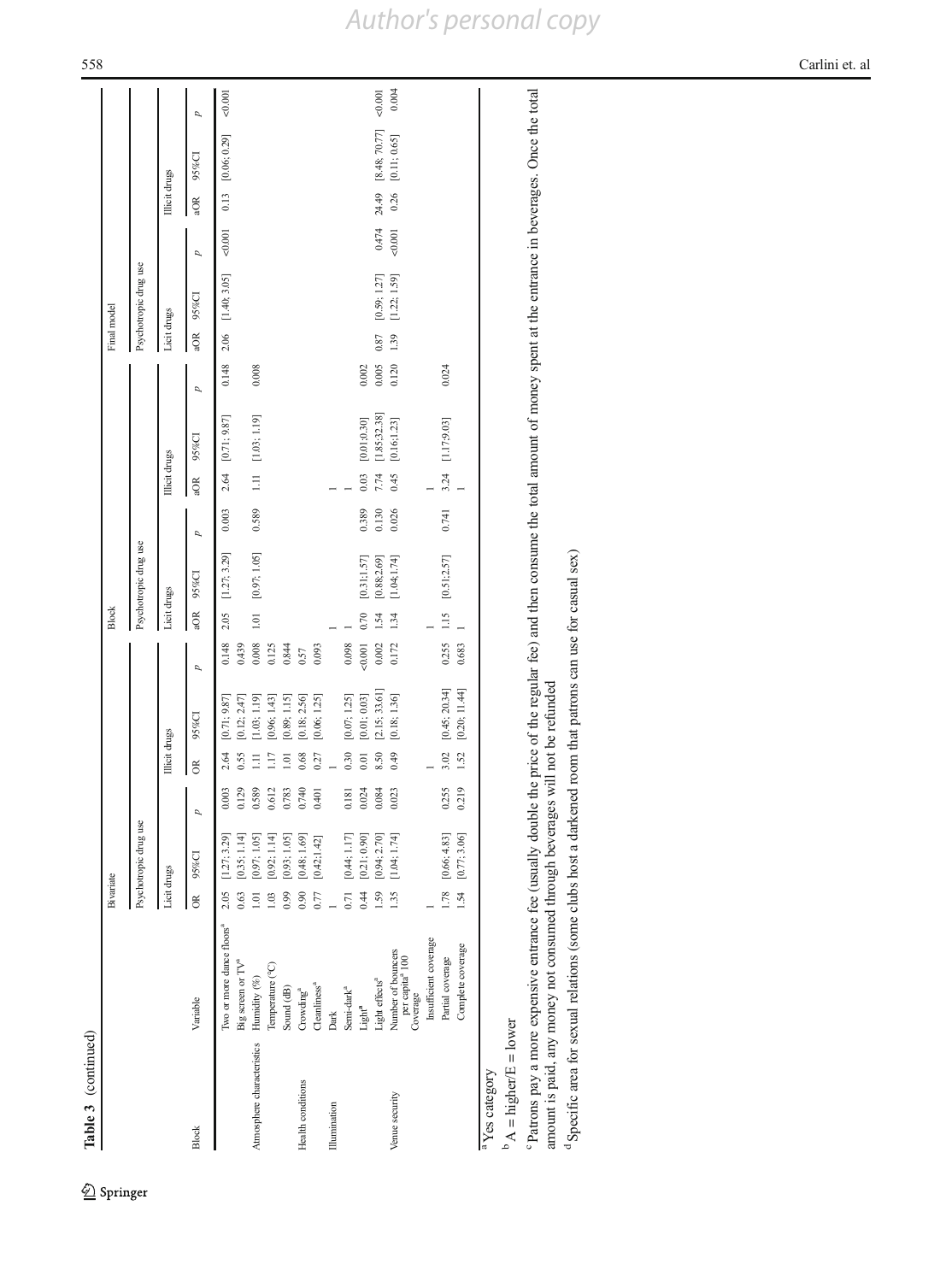**Table 3** (continued)

| Block | Variable | Bivariate | | | | | | Block | | | | | | Final model | | | | | |
|---|---|---|---|---|---|---|---|---|---|---|---|---|---|---|---|---|---|---|---|
| | | Psychotropic drug use | | | | | | Psychotropic drug use | | | | | | Psychotropic drug use | | | | | |
| | | Licit drugs | | | Illicit drugs | | | Licit drugs | | | Illicit drugs | | | Licit drugs | | | Illicit drugs | | |
| | | OR | 95%CI | p | OR | 95%CI | p | aOR | 95%CI | p | aOR | 95%CI | p | aOR | 95%CI | p | aOR | 95%CI | p |
| | Two or more dance floors[a] | 2.05 | [1.27; 3.29] | 0.003 | 2.64 | [0.71; 9.87] | 0.148 | 2.05 | [1.27; 3.29] | 0.003 | 2.64 | [0.71; 9.87] | 0.148 | 2.06 | [1.40; 3.05] | <0.001 | 0.13 | [0.06; 0.29] | <0.001 |
| | Big screen or TV[a] | 0.63 | [0.35; 1.14] | 0.129 | 0.55 | [0.12; 2.47] | 0.439 | | | | | | | | | | | | |
| Atmosphere characteristics | Humidity (%) | 1.01 | [0.97; 1.05] | 0.589 | 1.11 | [1.03; 1.19] | 0.008 | 1.01 | [0.97; 1.05] | 0.589 | 1.11 | [1.03; 1.19] | 0.008 | | | | | | |
| | Temperature (°C) | 1.03 | [0.92; 1.14] | 0.612 | 1.17 | [0.96; 1.43] | 0.125 | | | | | | | | | | | | |
| Health conditions | Sound (dB) | 0.99 | [0.93; 1.05] | 0.783 | 1.01 | [0.89; 1.15] | 0.844 | | | | | | | | | | | | |
| | Crowding[a] | 0.90 | [0.48; 1.69] | 0.740 | 0.68 | [0.18; 2.56] | 0.57 | | | | | | | | | | | | |
| | Cleanliness[a] | 0.77 | [0.42;1.42] | 0.401 | 0.27 | [0.06; 1.25] | 0.093 | | | | | | | | | | | | |
| Illumination | Dark | 1 | | | 1 | | | 1 | | | 1 | | | | | | | | |
| | Semi-dark[a] | 0.71 | [0.44; 1.17] | 0.181 | 0.30 | [0.07; 1.25] | 0.098 | 1 | | | 1 | | | | | | | | |
| | Light[a] | 0.44 | [0.21; 0.90] | 0.024 | 0.01 | [0.01; 0.03] | <0.001 | 0.70 | [0.31;1.57] | 0.389 | 0.03 | [0.01;0.30] | 0.002 | | | | | | |
| | Light effects[a] | 1.59 | [0.94; 2.70] | 0.084 | 8.50 | [2.15; 33.61] | 0.002 | 1.54 | [0.88;2.69] | 0.130 | 7.74 | [1.85;32.38] | 0.005 | 0.87 | [0.59; 1.27] | 0.474 | 24.49 | [8.48; 70.77] | <0.001 |
| Venue security | Number of bouncers per capita[a] 100 | 1.35 | [1.04; 1.74] | 0.023 | 0.49 | [0.18; 1.36] | 0.172 | 1.34 | [1.04;1.74] | 0.026 | 0.45 | [0.16;1.23] | 0.120 | 1.39 | [1.22; 1.59] | <0.001 | 0.26 | [0.11; 0.65] | 0.004 |
| | Coverage | | | | | | | | | | | | | | | | | | |
| | Insufficient coverage | 1 | | | 1 | | | 1 | | | 1 | | | | | | | | |
| | Partial coverage | 1.78 | [0.66; 4.83] | 0.255 | 3.02 | [0.45; 20.34] | 0.255 | 1.15 | [0.51;2.57] | 0.741 | 3.24 | [1.17;9.03] | 0.024 | | | | | | |
| | Complete coverage | 1.54 | [0.77; 3.06] | 0.219 | 1.52 | [0.20; 11.44] | 0.683 | 1 | | | 1 | | | | | | | | |

[a] Yes category

[b] A = higher/E = lower

[c] Patrons pay a more expensive entrance fee (usually double the price of the regular fee) and then consume the total amount of money spent at the entrance in beverages. Once the total amount is paid, any money not consumed through beverages will not be refunded

[d] Specific area for sexual relations (some clubs host a darkened room that patrons can use for casual sex)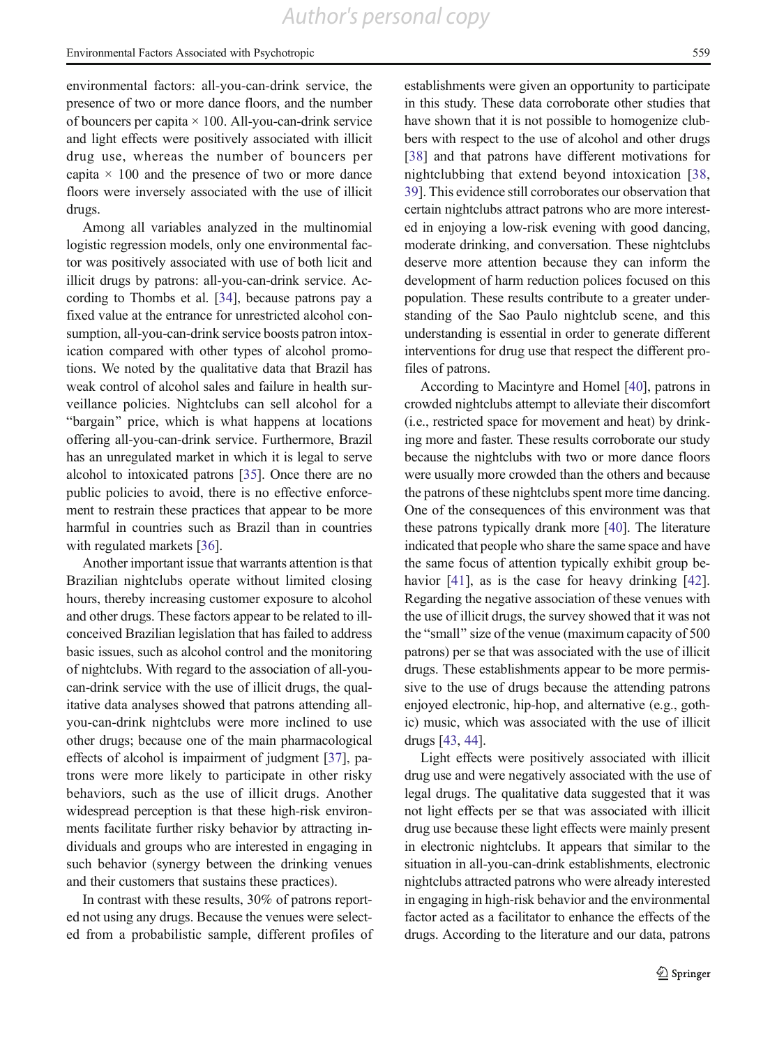environmental factors: all-you-can-drink service, the presence of two or more dance floors, and the number of bouncers per capita × 100. All-you-can-drink service and light effects were positively associated with illicit drug use, whereas the number of bouncers per capita × 100 and the presence of two or more dance floors were inversely associated with the use of illicit drugs.

Among all variables analyzed in the multinomial logistic regression models, only one environmental factor was positively associated with use of both licit and illicit drugs by patrons: all-you-can-drink service. According to Thombs et al. [34], because patrons pay a fixed value at the entrance for unrestricted alcohol consumption, all-you-can-drink service boosts patron intoxication compared with other types of alcohol promotions. We noted by the qualitative data that Brazil has weak control of alcohol sales and failure in health surveillance policies. Nightclubs can sell alcohol for a "bargain" price, which is what happens at locations offering all-you-can-drink service. Furthermore, Brazil has an unregulated market in which it is legal to serve alcohol to intoxicated patrons [35]. Once there are no public policies to avoid, there is no effective enforcement to restrain these practices that appear to be more harmful in countries such as Brazil than in countries with regulated markets [36].

Another important issue that warrants attention is that Brazilian nightclubs operate without limited closing hours, thereby increasing customer exposure to alcohol and other drugs. These factors appear to be related to ill-conceived Brazilian legislation that has failed to address basic issues, such as alcohol control and the monitoring of nightclubs. With regard to the association of all-you-can-drink service with the use of illicit drugs, the qualitative data analyses showed that patrons attending all-you-can-drink nightclubs were more inclined to use other drugs; because one of the main pharmacological effects of alcohol is impairment of judgment [37], patrons were more likely to participate in other risky behaviors, such as the use of illicit drugs. Another widespread perception is that these high-risk environments facilitate further risky behavior by attracting individuals and groups who are interested in engaging in such behavior (synergy between the drinking venues and their customers that sustains these practices).

In contrast with these results, 30% of patrons reported not using any drugs. Because the venues were selected from a probabilistic sample, different profiles of establishments were given an opportunity to participate in this study. These data corroborate other studies that have shown that it is not possible to homogenize clubbers with respect to the use of alcohol and other drugs [38] and that patrons have different motivations for nightclubbing that extend beyond intoxication [38, 39]. This evidence still corroborates our observation that certain nightclubs attract patrons who are more interested in enjoying a low-risk evening with good dancing, moderate drinking, and conversation. These nightclubs deserve more attention because they can inform the development of harm reduction polices focused on this population. These results contribute to a greater understanding of the Sao Paulo nightclub scene, and this understanding is essential in order to generate different interventions for drug use that respect the different profiles of patrons.

According to Macintyre and Homel [40], patrons in crowded nightclubs attempt to alleviate their discomfort (i.e., restricted space for movement and heat) by drinking more and faster. These results corroborate our study because the nightclubs with two or more dance floors were usually more crowded than the others and because the patrons of these nightclubs spent more time dancing. One of the consequences of this environment was that these patrons typically drank more [40]. The literature indicated that people who share the same space and have the same focus of attention typically exhibit group behavior [41], as is the case for heavy drinking [42]. Regarding the negative association of these venues with the use of illicit drugs, the survey showed that it was not the "small" size of the venue (maximum capacity of 500 patrons) per se that was associated with the use of illicit drugs. These establishments appear to be more permissive to the use of drugs because the attending patrons enjoyed electronic, hip-hop, and alternative (e.g., gothic) music, which was associated with the use of illicit drugs [43, 44].

Light effects were positively associated with illicit drug use and were negatively associated with the use of legal drugs. The qualitative data suggested that it was not light effects per se that was associated with illicit drug use because these light effects were mainly present in electronic nightclubs. It appears that similar to the situation in all-you-can-drink establishments, electronic nightclubs attracted patrons who were already interested in engaging in high-risk behavior and the environmental factor acted as a facilitator to enhance the effects of the drugs. According to the literature and our data, patrons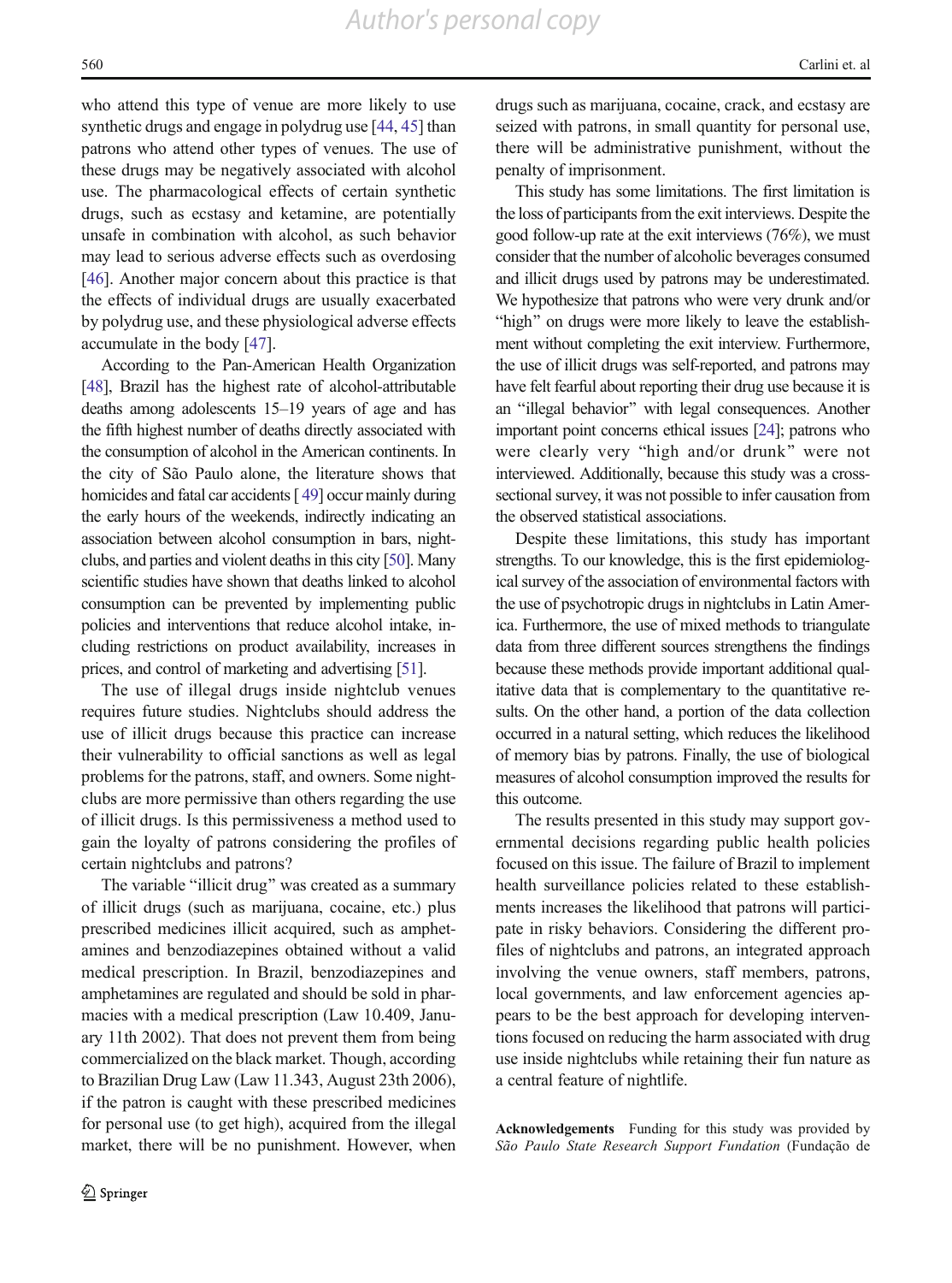who attend this type of venue are more likely to use synthetic drugs and engage in polydrug use [44, 45] than patrons who attend other types of venues. The use of these drugs may be negatively associated with alcohol use. The pharmacological effects of certain synthetic drugs, such as ecstasy and ketamine, are potentially unsafe in combination with alcohol, as such behavior may lead to serious adverse effects such as overdosing [46]. Another major concern about this practice is that the effects of individual drugs are usually exacerbated by polydrug use, and these physiological adverse effects accumulate in the body [47].

According to the Pan-American Health Organization [48], Brazil has the highest rate of alcohol-attributable deaths among adolescents 15–19 years of age and has the fifth highest number of deaths directly associated with the consumption of alcohol in the American continents. In the city of São Paulo alone, the literature shows that homicides and fatal car accidents [ 49] occur mainly during the early hours of the weekends, indirectly indicating an association between alcohol consumption in bars, nightclubs, and parties and violent deaths in this city [50]. Many scientific studies have shown that deaths linked to alcohol consumption can be prevented by implementing public policies and interventions that reduce alcohol intake, including restrictions on product availability, increases in prices, and control of marketing and advertising [51].

The use of illegal drugs inside nightclub venues requires future studies. Nightclubs should address the use of illicit drugs because this practice can increase their vulnerability to official sanctions as well as legal problems for the patrons, staff, and owners. Some nightclubs are more permissive than others regarding the use of illicit drugs. Is this permissiveness a method used to gain the loyalty of patrons considering the profiles of certain nightclubs and patrons?

The variable "illicit drug" was created as a summary of illicit drugs (such as marijuana, cocaine, etc.) plus prescribed medicines illicit acquired, such as amphetamines and benzodiazepines obtained without a valid medical prescription. In Brazil, benzodiazepines and amphetamines are regulated and should be sold in pharmacies with a medical prescription (Law 10.409, January 11th 2002). That does not prevent them from being commercialized on the black market. Though, according to Brazilian Drug Law (Law 11.343, August 23th 2006), if the patron is caught with these prescribed medicines for personal use (to get high), acquired from the illegal market, there will be no punishment. However, when drugs such as marijuana, cocaine, crack, and ecstasy are seized with patrons, in small quantity for personal use, there will be administrative punishment, without the penalty of imprisonment.

This study has some limitations. The first limitation is the loss of participants from the exit interviews. Despite the good follow-up rate at the exit interviews (76%), we must consider that the number of alcoholic beverages consumed and illicit drugs used by patrons may be underestimated. We hypothesize that patrons who were very drunk and/or "high" on drugs were more likely to leave the establishment without completing the exit interview. Furthermore, the use of illicit drugs was self-reported, and patrons may have felt fearful about reporting their drug use because it is an "illegal behavior" with legal consequences. Another important point concerns ethical issues [24]; patrons who were clearly very "high and/or drunk" were not interviewed. Additionally, because this study was a cross-sectional survey, it was not possible to infer causation from the observed statistical associations.

Despite these limitations, this study has important strengths. To our knowledge, this is the first epidemiological survey of the association of environmental factors with the use of psychotropic drugs in nightclubs in Latin America. Furthermore, the use of mixed methods to triangulate data from three different sources strengthens the findings because these methods provide important additional qualitative data that is complementary to the quantitative results. On the other hand, a portion of the data collection occurred in a natural setting, which reduces the likelihood of memory bias by patrons. Finally, the use of biological measures of alcohol consumption improved the results for this outcome.

The results presented in this study may support governmental decisions regarding public health policies focused on this issue. The failure of Brazil to implement health surveillance policies related to these establishments increases the likelihood that patrons will participate in risky behaviors. Considering the different profiles of nightclubs and patrons, an integrated approach involving the venue owners, staff members, patrons, local governments, and law enforcement agencies appears to be the best approach for developing interventions focused on reducing the harm associated with drug use inside nightclubs while retaining their fun nature as a central feature of nightlife.

**Acknowledgements** Funding for this study was provided by *São Paulo State Research Support Fundation* (Fundação de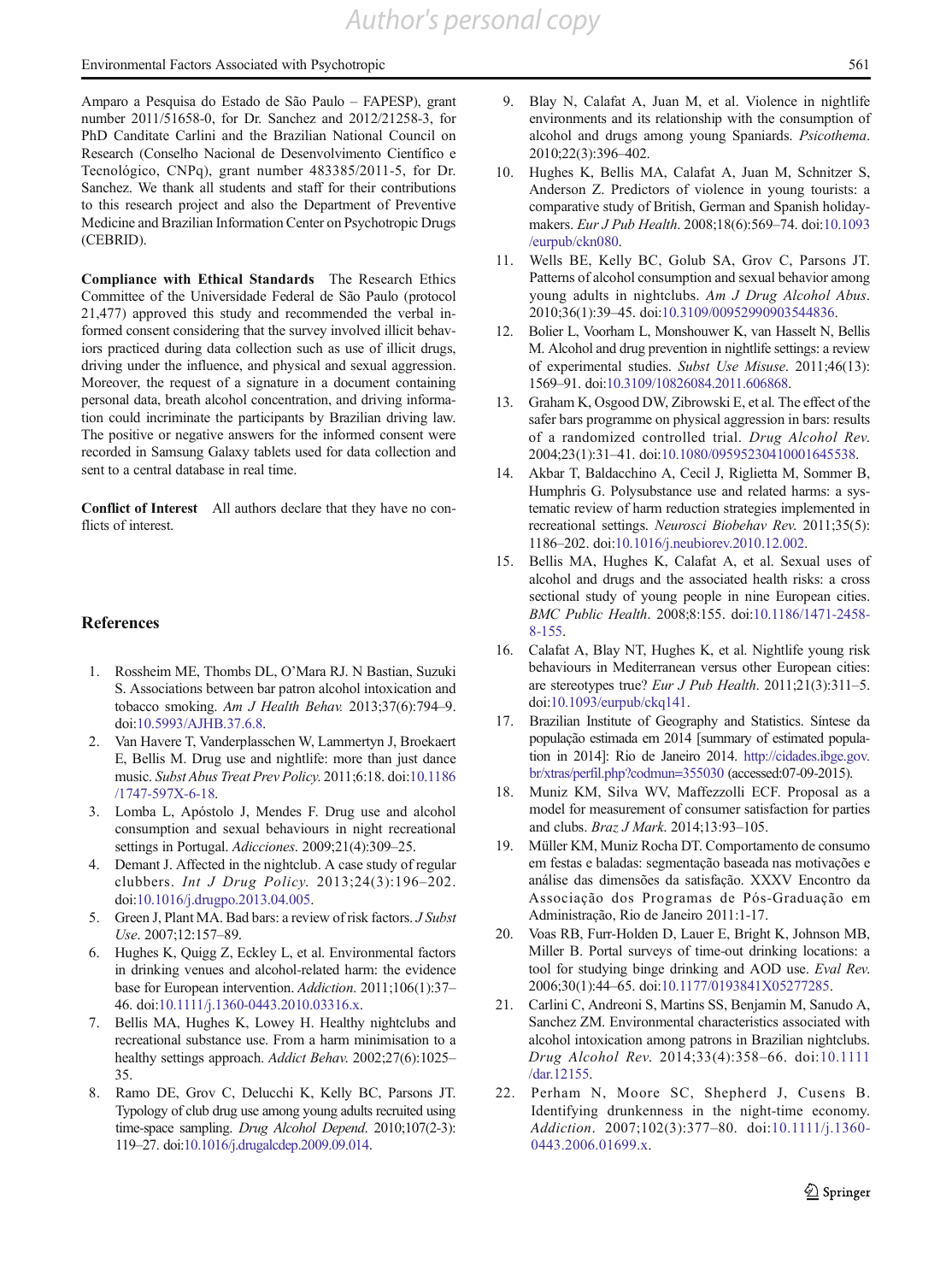Amparo a Pesquisa do Estado de São Paulo – FAPESP), grant number 2011/51658-0, for Dr. Sanchez and 2012/21258-3, for PhD Canditate Carlini and the Brazilian National Council on Research (Conselho Nacional de Desenvolvimento Científico e Tecnológico, CNPq), grant number 483385/2011-5, for Dr. Sanchez. We thank all students and staff for their contributions to this research project and also the Department of Preventive Medicine and Brazilian Information Center on Psychotropic Drugs (CEBRID).

**Compliance with Ethical Standards** The Research Ethics Committee of the Universidade Federal de São Paulo (protocol 21,477) approved this study and recommended the verbal informed consent considering that the survey involved illicit behaviors practiced during data collection such as use of illicit drugs, driving under the influence, and physical and sexual aggression. Moreover, the request of a signature in a document containing personal data, breath alcohol concentration, and driving information could incriminate the participants by Brazilian driving law. The positive or negative answers for the informed consent were recorded in Samsung Galaxy tablets used for data collection and sent to a central database in real time.

**Conflict of Interest** All authors declare that they have no conflicts of interest.

## References

1. Rossheim ME, Thombs DL, O'Mara RJ. N Bastian, Suzuki S. Associations between bar patron alcohol intoxication and tobacco smoking. *Am J Health Behav.* 2013;37(6):794–9. doi:10.5993/AJHB.37.6.8.
2. Van Havere T, Vanderplasschen W, Lammertyn J, Broekaert E, Bellis M. Drug use and nightlife: more than just dance music. *Subst Abus Treat Prev Policy.* 2011;6:18. doi:10.1186/1747-597X-6-18.
3. Lomba L, Apóstolo J, Mendes F. Drug use and alcohol consumption and sexual behaviours in night recreational settings in Portugal. *Adicciones*. 2009;21(4):309–25.
4. Demant J. Affected in the nightclub. A case study of regular clubbers. *Int J Drug Policy*. 2013;24(3):196–202. doi:10.1016/j.drugpo.2013.04.005.
5. Green J, Plant MA. Bad bars: a review of risk factors. *J Subst Use*. 2007;12:157–89.
6. Hughes K, Quigg Z, Eckley L, et al. Environmental factors in drinking venues and alcohol-related harm: the evidence base for European intervention. *Addiction*. 2011;106(1):37–46. doi:10.1111/j.1360-0443.2010.03316.x.
7. Bellis MA, Hughes K, Lowey H. Healthy nightclubs and recreational substance use. From a harm minimisation to a healthy settings approach. *Addict Behav.* 2002;27(6):1025–35.
8. Ramo DE, Grov C, Delucchi K, Kelly BC, Parsons JT. Typology of club drug use among young adults recruited using time-space sampling. *Drug Alcohol Depend.* 2010;107(2-3):119–27. doi:10.1016/j.drugalcdep.2009.09.014.
9. Blay N, Calafat A, Juan M, et al. Violence in nightlife environments and its relationship with the consumption of alcohol and drugs among young Spaniards. *Psicothema*. 2010;22(3):396–402.
10. Hughes K, Bellis MA, Calafat A, Juan M, Schnitzer S, Anderson Z. Predictors of violence in young tourists: a comparative study of British, German and Spanish holiday-makers. *Eur J Pub Health*. 2008;18(6):569–74. doi:10.1093/eurpub/ckn080.
11. Wells BE, Kelly BC, Golub SA, Grov C, Parsons JT. Patterns of alcohol consumption and sexual behavior among young adults in nightclubs. *Am J Drug Alcohol Abus*. 2010;36(1):39–45. doi:10.3109/00952990903544836.
12. Bolier L, Voorham L, Monshouwer K, van Hasselt N, Bellis M. Alcohol and drug prevention in nightlife settings: a review of experimental studies. *Subst Use Misuse*. 2011;46(13):1569–91. doi:10.3109/10826084.2011.606868.
13. Graham K, Osgood DW, Zibrowski E, et al. The effect of the safer bars programme on physical aggression in bars: results of a randomized controlled trial. *Drug Alcohol Rev*. 2004;23(1):31–41. doi:10.1080/09595230410001645538.
14. Akbar T, Baldacchino A, Cecil J, Riglietta M, Sommer B, Humphris G. Polysubstance use and related harms: a systematic review of harm reduction strategies implemented in recreational settings. *Neurosci Biobehav Rev.* 2011;35(5):1186–202. doi:10.1016/j.neubiorev.2010.12.002.
15. Bellis MA, Hughes K, Calafat A, et al. Sexual uses of alcohol and drugs and the associated health risks: a cross sectional study of young people in nine European cities. *BMC Public Health*. 2008;8:155. doi:10.1186/1471-2458-8-155.
16. Calafat A, Blay NT, Hughes K, et al. Nightlife young risk behaviours in Mediterranean versus other European cities: are stereotypes true? *Eur J Pub Health*. 2011;21(3):311–5. doi:10.1093/eurpub/ckq141.
17. Brazilian Institute of Geography and Statistics. Síntese da população estimada em 2014 [summary of estimated population in 2014]: Rio de Janeiro 2014. http://cidades.ibge.gov.br/xtras/perfil.php?codmun=355030 (accessed:07-09-2015).
18. Muniz KM, Silva WV, Maffezzolli ECF. Proposal as a model for measurement of consumer satisfaction for parties and clubs. *Braz J Mark*. 2014;13:93–105.
19. Müller KM, Muniz Rocha DT. Comportamento de consumo em festas e baladas: segmentação baseada nas motivações e análise das dimensões da satisfação. XXXV Encontro da Associação dos Programas de Pós-Graduação em Administração, Rio de Janeiro 2011:1-17.
20. Voas RB, Furr-Holden D, Lauer E, Bright K, Johnson MB, Miller B. Portal surveys of time-out drinking locations: a tool for studying binge drinking and AOD use. *Eval Rev*. 2006;30(1):44–65. doi:10.1177/0193841X05277285.
21. Carlini C, Andreoni S, Martins SS, Benjamin M, Sanudo A, Sanchez ZM. Environmental characteristics associated with alcohol intoxication among patrons in Brazilian nightclubs. *Drug Alcohol Rev*. 2014;33(4):358–66. doi:10.1111/dar.12155.
22. Perham N, Moore SC, Shepherd J, Cusens B. Identifying drunkenness in the night-time economy. *Addiction*. 2007;102(3):377–80. doi:10.1111/j.1360-0443.2006.01699.x.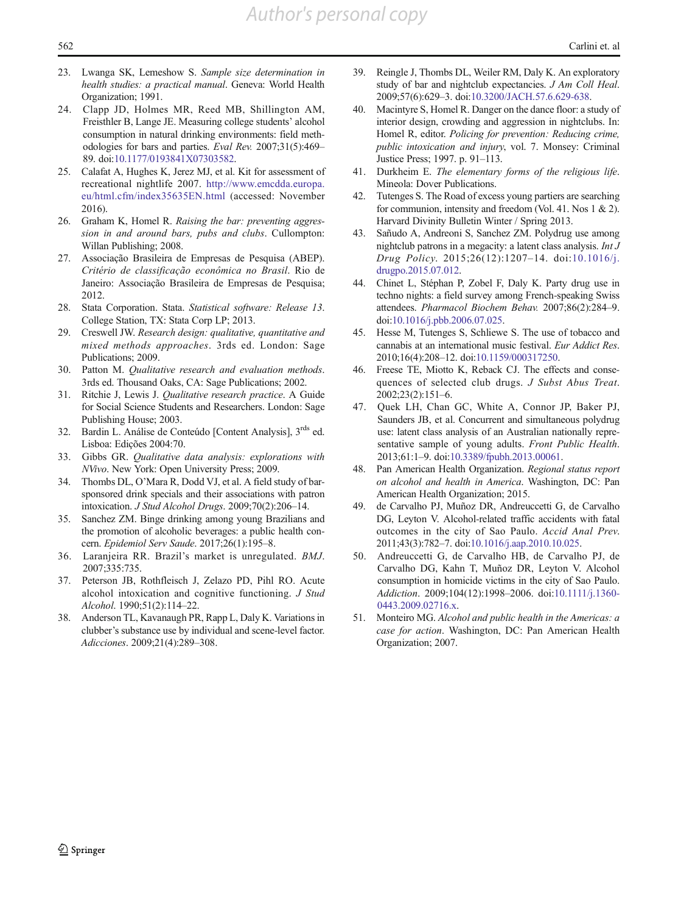23. Lwanga SK, Lemeshow S. *Sample size determination in health studies: a practical manual*. Geneva: World Health Organization; 1991.
24. Clapp JD, Holmes MR, Reed MB, Shillington AM, Freisthler B, Lange JE. Measuring college students' alcohol consumption in natural drinking environments: field methodologies for bars and parties. *Eval Rev.* 2007;31(5):469–89. doi:10.1177/0193841X07303582.
25. Calafat A, Hughes K, Jerez MJ, et al. Kit for assessment of recreational nightlife 2007. http://www.emcdda.europa.eu/html.cfm/index35635EN.html (accessed: November 2016).
26. Graham K, Homel R. *Raising the bar: preventing aggression in and around bars, pubs and clubs*. Cullompton: Willan Publishing; 2008.
27. Associação Brasileira de Empresas de Pesquisa (ABEP). *Critério de classificação econômica no Brasil*. Rio de Janeiro: Associação Brasileira de Empresas de Pesquisa; 2012.
28. Stata Corporation. Stata. *Statistical software: Release 13*. College Station, TX: Stata Corp LP; 2013.
29. Creswell JW. *Research design: qualitative, quantitative and mixed methods approaches*. 3rds ed. London: Sage Publications; 2009.
30. Patton M. *Qualitative research and evaluation methods*. 3rds ed. Thousand Oaks, CA: Sage Publications; 2002.
31. Ritchie J, Lewis J. *Qualitative research practice*. A Guide for Social Science Students and Researchers. London: Sage Publishing House; 2003.
32. Bardin L. Análise de Conteúdo [Content Analysis], 3[rds] ed. Lisboa: Edições 2004:70.
33. Gibbs GR. *Qualitative data analysis: explorations with NVivo*. New York: Open University Press; 2009.
34. Thombs DL, O'Mara R, Dodd VJ, et al. A field study of bar-sponsored drink specials and their associations with patron intoxication. *J Stud Alcohol Drugs*. 2009;70(2):206–14.
35. Sanchez ZM. Binge drinking among young Brazilians and the promotion of alcoholic beverages: a public health concern. *Epidemiol Serv Saude*. 2017;26(1):195–8.
36. Laranjeira RR. Brazil's market is unregulated. *BMJ*. 2007;335:735.
37. Peterson JB, Rothfleisch J, Zelazo PD, Pihl RO. Acute alcohol intoxication and cognitive functioning. *J Stud Alcohol*. 1990;51(2):114–22.
38. Anderson TL, Kavanaugh PR, Rapp L, Daly K. Variations in clubber's substance use by individual and scene-level factor. *Adicciones*. 2009;21(4):289–308.
39. Reingle J, Thombs DL, Weiler RM, Daly K. An exploratory study of bar and nightclub expectancies. *J Am Coll Heal*. 2009;57(6):629–3. doi:10.3200/JACH.57.6.629-638.
40. Macintyre S, Homel R. Danger on the dance floor: a study of interior design, crowding and aggression in nightclubs. In: Homel R, editor. *Policing for prevention: Reducing crime, public intoxication and injury*, vol. 7. Monsey: Criminal Justice Press; 1997. p. 91–113.
41. Durkheim E. *The elementary forms of the religious life*. Mineola: Dover Publications.
42. Tutenges S. The Road of excess young partiers are searching for communion, intensity and freedom (Vol. 41. Nos 1 & 2). Harvard Divinity Bulletin Winter / Spring 2013.
43. Sañudo A, Andreoni S, Sanchez ZM. Polydrug use among nightclub patrons in a megacity: a latent class analysis. *Int J Drug Policy*. 2015;26(12):1207–14. doi:10.1016/j.drugpo.2015.07.012.
44. Chinet L, Stéphan P, Zobel F, Daly K. Party drug use in techno nights: a field survey among French-speaking Swiss attendees. *Pharmacol Biochem Behav.* 2007;86(2):284–9. doi:10.1016/j.pbb.2006.07.025.
45. Hesse M, Tutenges S, Schliewe S. The use of tobacco and cannabis at an international music festival. *Eur Addict Res*. 2010;16(4):208–12. doi:10.1159/000317250.
46. Freese TE, Miotto K, Reback CJ. The effects and consequences of selected club drugs. *J Subst Abus Treat*. 2002;23(2):151–6.
47. Quek LH, Chan GC, White A, Connor JP, Baker PJ, Saunders JB, et al. Concurrent and simultaneous polydrug use: latent class analysis of an Australian nationally representative sample of young adults. *Front Public Health*. 2013;61:1–9. doi:10.3389/fpubh.2013.00061.
48. Pan American Health Organization. *Regional status report on alcohol and health in America*. Washington, DC: Pan American Health Organization; 2015.
49. de Carvalho PJ, Muñoz DR, Andreuccetti G, de Carvalho DG, Leyton V. Alcohol-related traffic accidents with fatal outcomes in the city of Sao Paulo. *Accid Anal Prev.* 2011;43(3):782–7. doi:10.1016/j.aap.2010.10.025.
50. Andreuccetti G, de Carvalho HB, de Carvalho PJ, de Carvalho DG, Kahn T, Muñoz DR, Leyton V. Alcohol consumption in homicide victims in the city of Sao Paulo. *Addiction*. 2009;104(12):1998–2006. doi:10.1111/j.1360-0443.2009.02716.x.
51. Monteiro MG. *Alcohol and public health in the Americas: a case for action*. Washington, DC: Pan American Health Organization; 2007.